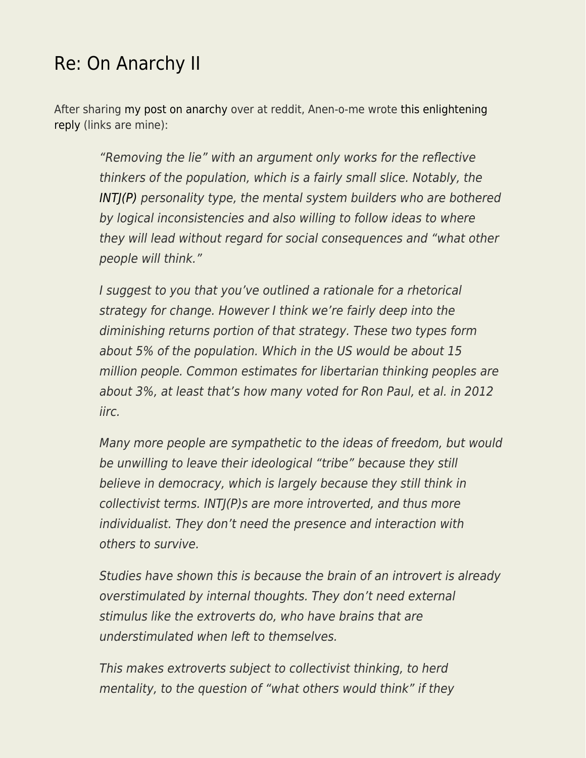# Re: On Anarchy II

After sharing my post on anarchy over at reddit, Anen-o-me wrote this enlightening reply (links are mine):

> *"Removing the lie" with an argument only works for the reflective thinkers of the population, which is a fairly small slice. Notably, the INTJ(P) personality type, the mental system builders who are bothered by logical inconsistencies and also willing to follow ideas to where they will lead without regard for social consequences and "what other people will think."*
>
> *I suggest to you that you've outlined a rationale for a rhetorical strategy for change. However I think we're fairly deep into the diminishing returns portion of that strategy. These two types form about 5% of the population. Which in the US would be about 15 million people. Common estimates for libertarian thinking peoples are about 3%, at least that's how many voted for Ron Paul, et al. in 2012 iirc.*
>
> *Many more people are sympathetic to the ideas of freedom, but would be unwilling to leave their ideological "tribe" because they still believe in democracy, which is largely because they still think in collectivist terms. INTJ(P)s are more introverted, and thus more individualist. They don't need the presence and interaction with others to survive.*
>
> *Studies have shown this is because the brain of an introvert is already overstimulated by internal thoughts. They don't need external stimulus like the extroverts do, who have brains that are understimulated when left to themselves.*
>
> *This makes extroverts subject to collectivist thinking, to herd mentality, to the question of "what others would think" if they*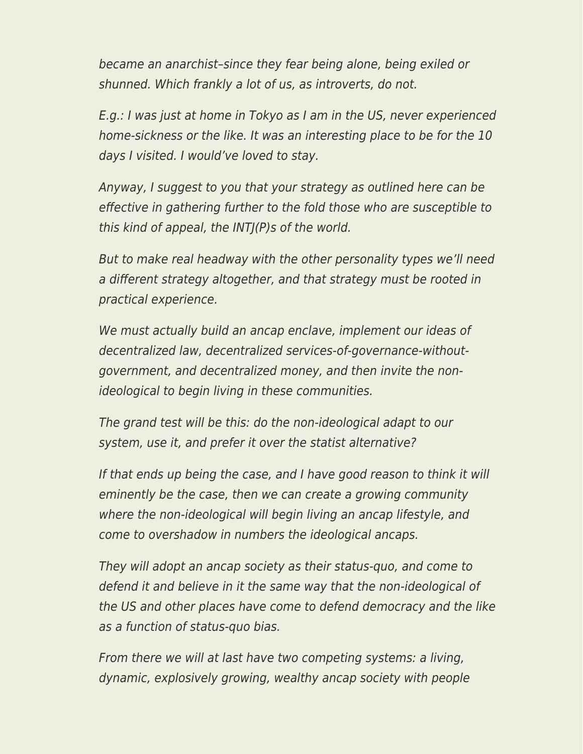*became an anarchist–since they fear being alone, being exiled or shunned. Which frankly a lot of us, as introverts, do not.*

*E.g.: I was just at home in Tokyo as I am in the US, never experienced home-sickness or the like. It was an interesting place to be for the 10 days I visited. I would've loved to stay.*

*Anyway, I suggest to you that your strategy as outlined here can be effective in gathering further to the fold those who are susceptible to this kind of appeal, the INTJ(P)s of the world.*

*But to make real headway with the other personality types we'll need a different strategy altogether, and that strategy must be rooted in practical experience.*

*We must actually build an ancap enclave, implement our ideas of decentralized law, decentralized services-of-governance-without-government, and decentralized money, and then invite the non-ideological to begin living in these communities.*

*The grand test will be this: do the non-ideological adapt to our system, use it, and prefer it over the statist alternative?*

*If that ends up being the case, and I have good reason to think it will eminently be the case, then we can create a growing community where the non-ideological will begin living an ancap lifestyle, and come to overshadow in numbers the ideological ancaps.*

*They will adopt an ancap society as their status-quo, and come to defend it and believe in it the same way that the non-ideological of the US and other places have come to defend democracy and the like as a function of status-quo bias.*

*From there we will at last have two competing systems: a living, dynamic, explosively growing, wealthy ancap society with people*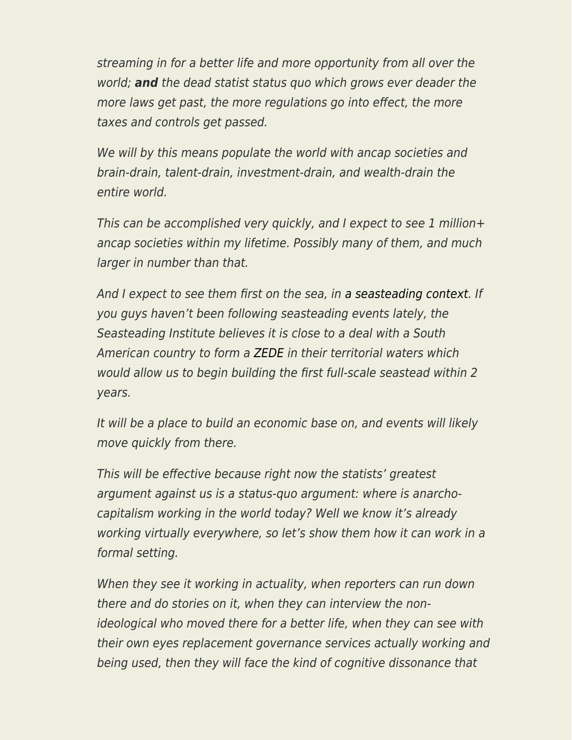*streaming in for a better life and more opportunity from all over the world;* ***and*** *the dead statist status quo which grows ever deader the more laws get past, the more regulations go into effect, the more taxes and controls get passed.*

*We will by this means populate the world with ancap societies and brain-drain, talent-drain, investment-drain, and wealth-drain the entire world.*

*This can be accomplished very quickly, and I expect to see 1 million+ ancap societies within my lifetime. Possibly many of them, and much larger in number than that.*

*And I expect to see them first on the sea, in* a seasteading context*. If you guys haven't been following seasteading events lately, the Seasteading Institute believes it is close to a deal with a South American country to form a* ZEDE *in their territorial waters which would allow us to begin building the first full-scale seastead within 2 years.*

*It will be a place to build an economic base on, and events will likely move quickly from there.*

*This will be effective because right now the statists' greatest argument against us is a status-quo argument: where is anarcho-capitalism working in the world today? Well we know it's already working virtually everywhere, so let's show them how it can work in a formal setting.*

*When they see it working in actuality, when reporters can run down there and do stories on it, when they can interview the non-ideological who moved there for a better life, when they can see with their own eyes replacement governance services actually working and being used, then they will face the kind of cognitive dissonance that*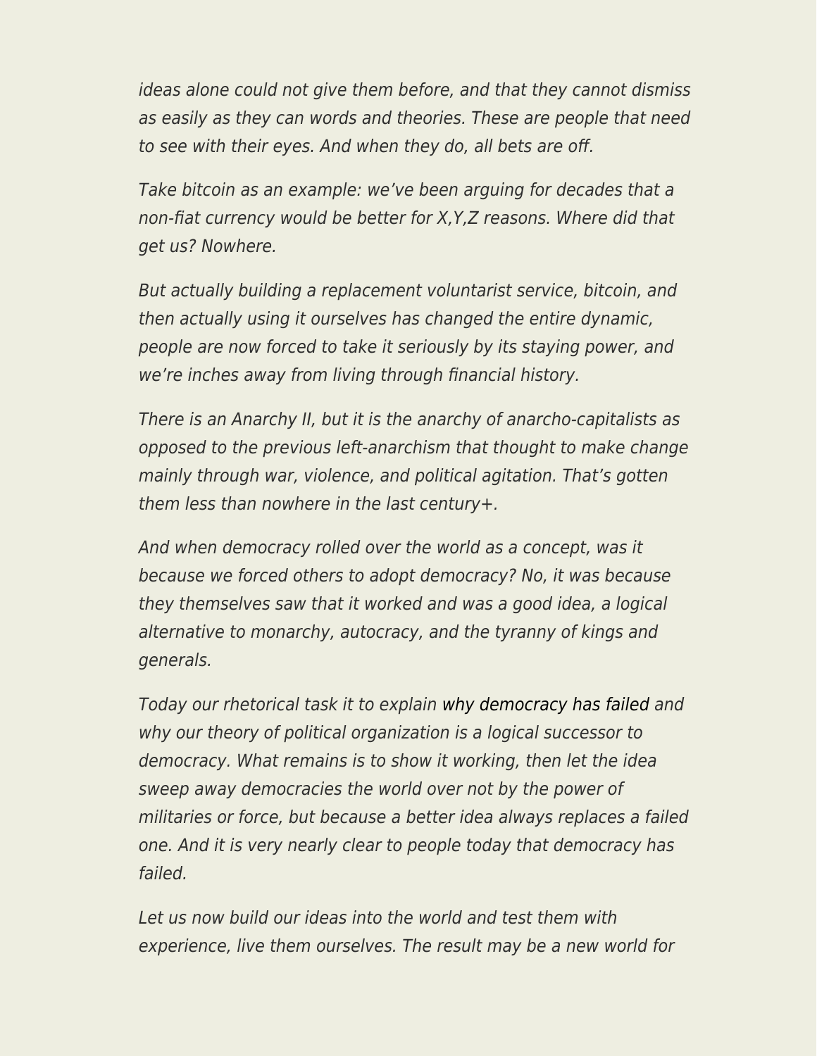*ideas alone could not give them before, and that they cannot dismiss as easily as they can words and theories. These are people that need to see with their eyes. And when they do, all bets are off.*

*Take bitcoin as an example: we've been arguing for decades that a non-fiat currency would be better for X,Y,Z reasons. Where did that get us? Nowhere.*

*But actually building a replacement voluntarist service, bitcoin, and then actually using it ourselves has changed the entire dynamic, people are now forced to take it seriously by its staying power, and we're inches away from living through financial history.*

*There is an Anarchy II, but it is the anarchy of anarcho-capitalists as opposed to the previous left-anarchism that thought to make change mainly through war, violence, and political agitation. That's gotten them less than nowhere in the last century+.*

*And when democracy rolled over the world as a concept, was it because we forced others to adopt democracy? No, it was because they themselves saw that it worked and was a good idea, a logical alternative to monarchy, autocracy, and the tyranny of kings and generals.*

*Today our rhetorical task it to explain* why democracy has failed *and why our theory of political organization is a logical successor to democracy. What remains is to show it working, then let the idea sweep away democracies the world over not by the power of militaries or force, but because a better idea always replaces a failed one. And it is very nearly clear to people today that democracy has failed.*

*Let us now build our ideas into the world and test them with experience, live them ourselves. The result may be a new world for*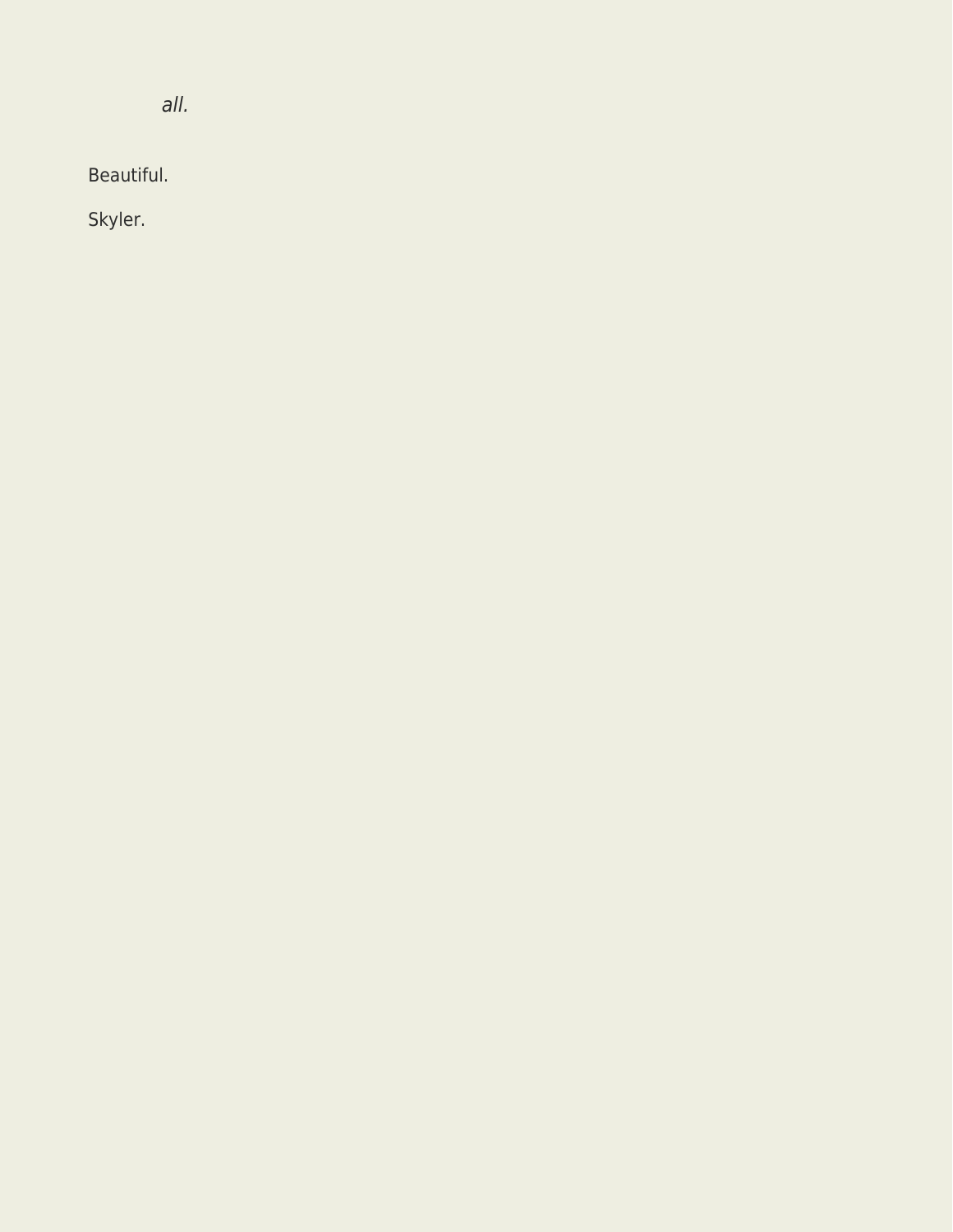*all.*

Beautiful.

Skyler.